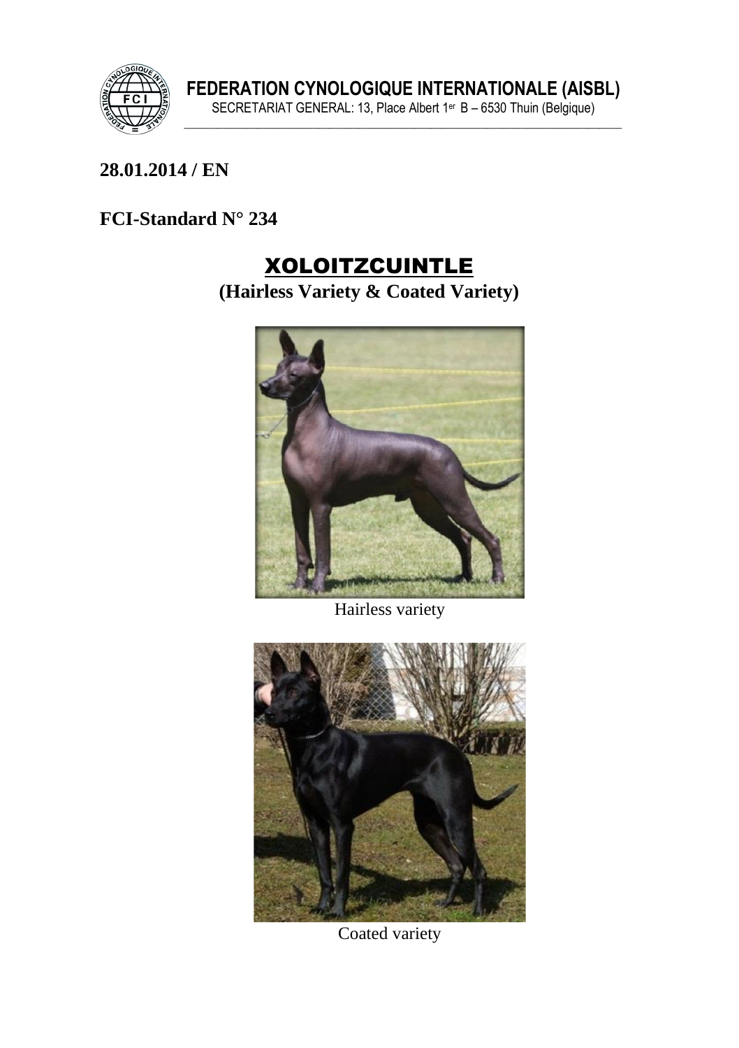**FEDERATION CYNOLOGIQUE INTERNATIONALE (AISBL)**
SECRETARIAT GENERAL: 13, Place Albert 1er B – 6530 Thuin (Belgique)

**28.01.2014 / EN**

**FCI-Standard N° 234**

# XOLOITZCUINTLE

**(Hairless Variety & Coated Variety)**

Hairless variety

Coated variety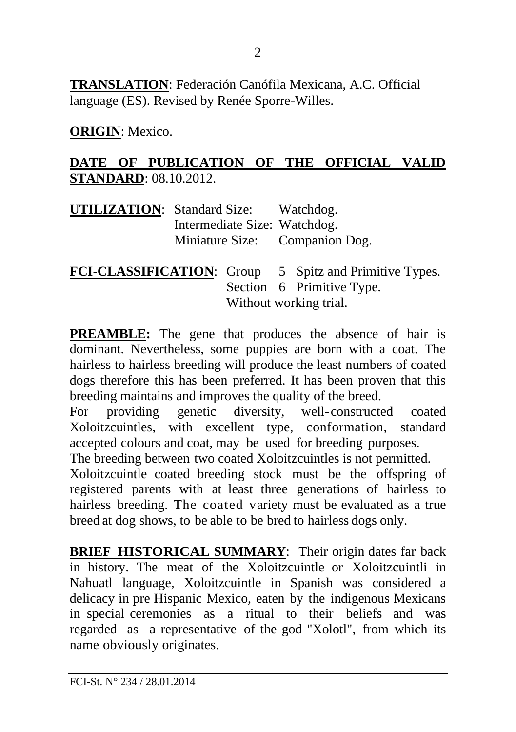**TRANSLATION**: Federación Canófila Mexicana, A.C. Official language (ES). Revised by Renée Sporre-Willes.

**ORIGIN**: Mexico.

**DATE OF PUBLICATION OF THE OFFICIAL VALID STANDARD**: 08.10.2012.

**UTILIZATION**: Standard Size: Watchdog.
Intermediate Size: Watchdog.
Miniature Size: Companion Dog.

**FCI-CLASSIFICATION**: Group 5 Spitz and Primitive Types.
Section 6 Primitive Type.
Without working trial.

**PREAMBLE:** The gene that produces the absence of hair is dominant. Nevertheless, some puppies are born with a coat. The hairless to hairless breeding will produce the least numbers of coated dogs therefore this has been preferred. It has been proven that this breeding maintains and improves the quality of the breed.
For providing genetic diversity, well-constructed coated Xoloitzcuintles, with excellent type, conformation, standard accepted colours and coat, may be used for breeding purposes.
The breeding between two coated Xoloitzcuintles is not permitted.
Xoloitzcuintle coated breeding stock must be the offspring of registered parents with at least three generations of hairless to hairless breeding. The coated variety must be evaluated as a true breed at dog shows, to be able to be bred to hairless dogs only.

**BRIEF HISTORICAL SUMMARY**: Their origin dates far back in history. The meat of the Xoloitzcuintle or Xoloitzcuintli in Nahuatl language, Xoloitzcuintle in Spanish was considered a delicacy in pre Hispanic Mexico, eaten by the indigenous Mexicans in special ceremonies as a ritual to their beliefs and was regarded as a representative of the god "Xolotl", from which its name obviously originates.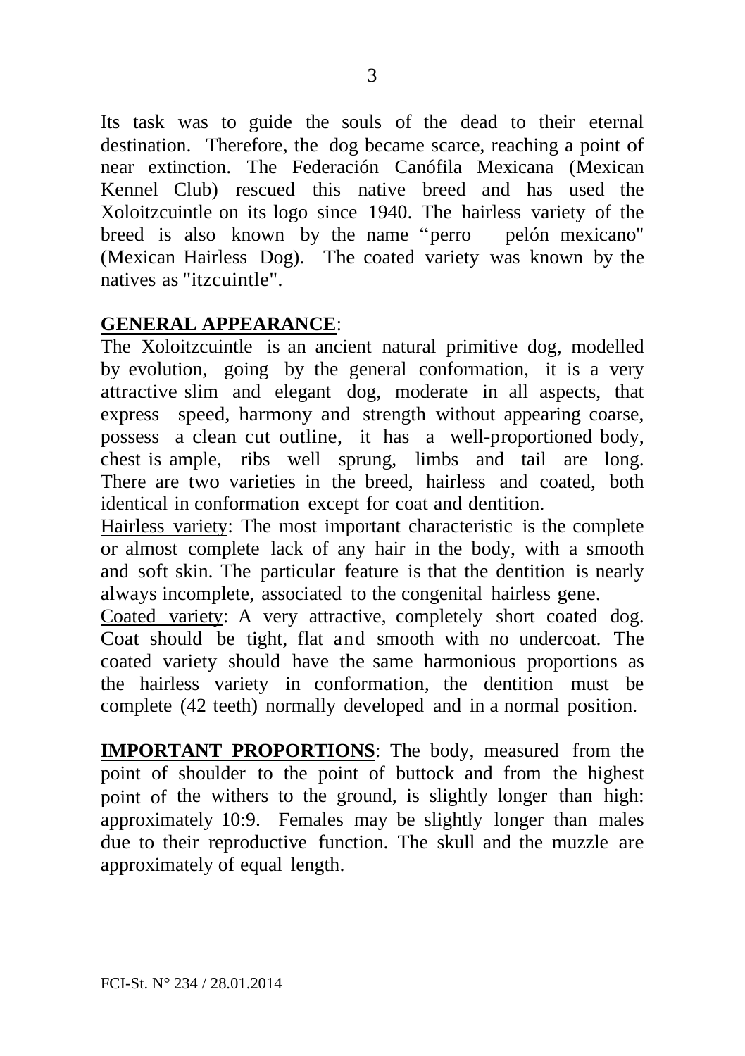Its task was to guide the souls of the dead to their eternal destination. Therefore, the dog became scarce, reaching a point of near extinction. The Federación Canófila Mexicana (Mexican Kennel Club) rescued this native breed and has used the Xoloitzcuintle on its logo since 1940. The hairless variety of the breed is also known by the name "perro pelón mexicano" (Mexican Hairless Dog). The coated variety was known by the natives as "itzcuintle".

**GENERAL APPEARANCE**:
The Xoloitzcuintle is an ancient natural primitive dog, modelled by evolution, going by the general conformation, it is a very attractive slim and elegant dog, moderate in all aspects, that express speed, harmony and strength without appearing coarse, possess a clean cut outline, it has a well-proportioned body, chest is ample, ribs well sprung, limbs and tail are long. There are two varieties in the breed, hairless and coated, both identical in conformation except for coat and dentition.

Hairless variety: The most important characteristic is the complete or almost complete lack of any hair in the body, with a smooth and soft skin. The particular feature is that the dentition is nearly always incomplete, associated to the congenital hairless gene.

Coated variety: A very attractive, completely short coated dog. Coat should be tight, flat and smooth with no undercoat. The coated variety should have the same harmonious proportions as the hairless variety in conformation, the dentition must be complete (42 teeth) normally developed and in a normal position.

**IMPORTANT PROPORTIONS**: The body, measured from the point of shoulder to the point of buttock and from the highest point of the withers to the ground, is slightly longer than high: approximately 10:9. Females may be slightly longer than males due to their reproductive function. The skull and the muzzle are approximately of equal length.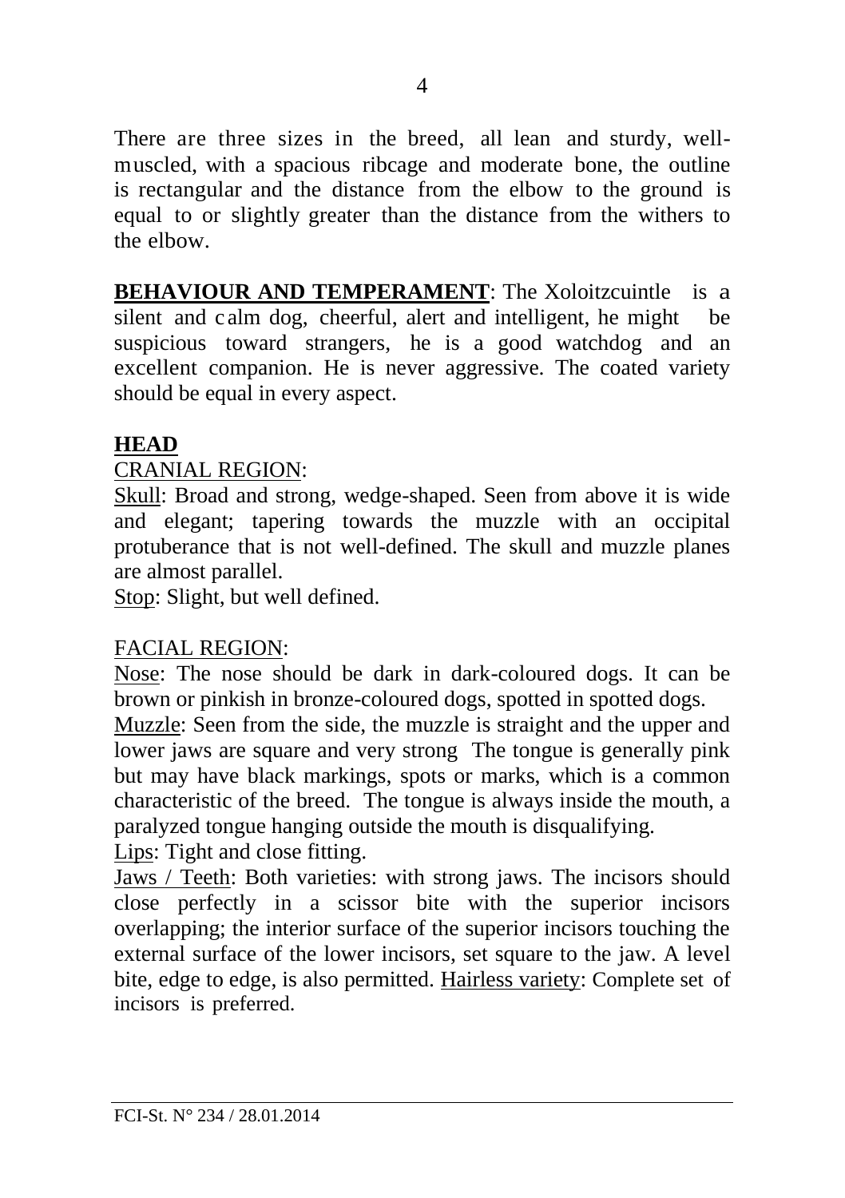There are three sizes in the breed, all lean and sturdy, well-muscled, with a spacious ribcage and moderate bone, the outline is rectangular and the distance from the elbow to the ground is equal to or slightly greater than the distance from the withers to the elbow.

**BEHAVIOUR AND TEMPERAMENT**: The Xoloitzcuintle is a silent and calm dog, cheerful, alert and intelligent, he might be suspicious toward strangers, he is a good watchdog and an excellent companion. He is never aggressive. The coated variety should be equal in every aspect.

## HEAD

CRANIAL REGION:

Skull: Broad and strong, wedge-shaped. Seen from above it is wide and elegant; tapering towards the muzzle with an occipital protuberance that is not well-defined. The skull and muzzle planes are almost parallel.

Stop: Slight, but well defined.

FACIAL REGION:

Nose: The nose should be dark in dark-coloured dogs. It can be brown or pinkish in bronze-coloured dogs, spotted in spotted dogs.

Muzzle: Seen from the side, the muzzle is straight and the upper and lower jaws are square and very strong The tongue is generally pink but may have black markings, spots or marks, which is a common characteristic of the breed. The tongue is always inside the mouth, a paralyzed tongue hanging outside the mouth is disqualifying.

Lips: Tight and close fitting.

Jaws / Teeth: Both varieties: with strong jaws. The incisors should close perfectly in a scissor bite with the superior incisors overlapping; the interior surface of the superior incisors touching the external surface of the lower incisors, set square to the jaw. A level bite, edge to edge, is also permitted. Hairless variety: Complete set of incisors is preferred.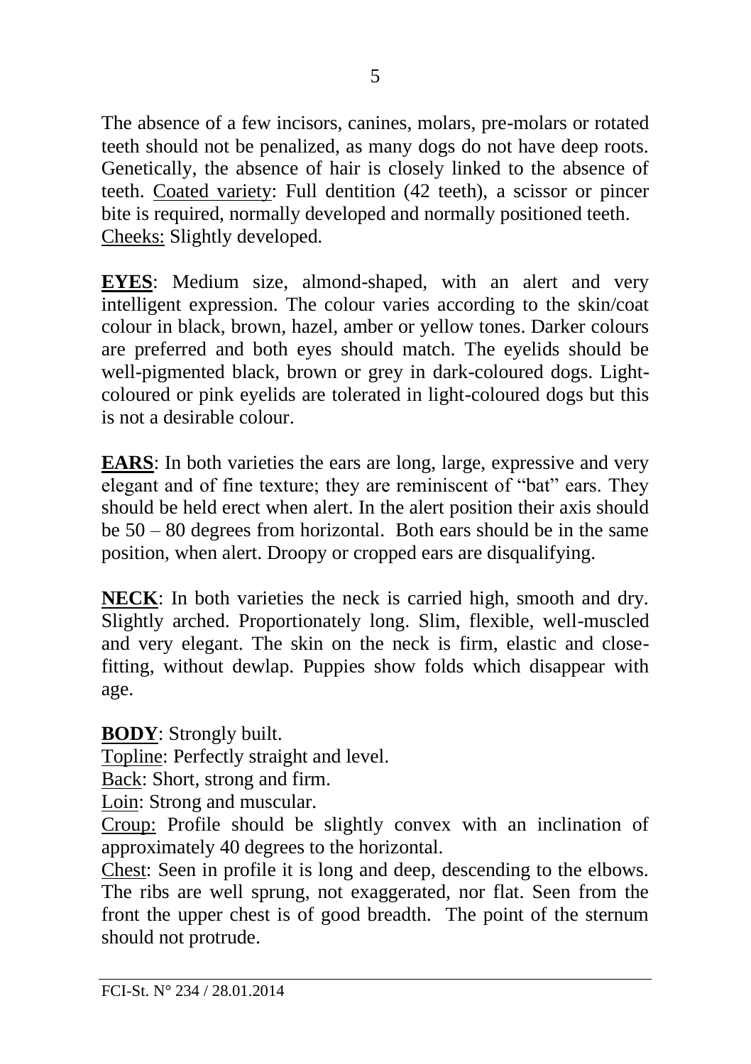The absence of a few incisors, canines, molars, pre-molars or rotated teeth should not be penalized, as many dogs do not have deep roots. Genetically, the absence of hair is closely linked to the absence of teeth. Coated variety: Full dentition (42 teeth), a scissor or pincer bite is required, normally developed and normally positioned teeth.
Cheeks: Slightly developed.

**EYES**: Medium size, almond-shaped, with an alert and very intelligent expression. The colour varies according to the skin/coat colour in black, brown, hazel, amber or yellow tones. Darker colours are preferred and both eyes should match. The eyelids should be well-pigmented black, brown or grey in dark-coloured dogs. Light-coloured or pink eyelids are tolerated in light-coloured dogs but this is not a desirable colour.

**EARS**: In both varieties the ears are long, large, expressive and very elegant and of fine texture; they are reminiscent of "bat" ears. They should be held erect when alert. In the alert position their axis should be 50 – 80 degrees from horizontal. Both ears should be in the same position, when alert. Droopy or cropped ears are disqualifying.

**NECK**: In both varieties the neck is carried high, smooth and dry. Slightly arched. Proportionately long. Slim, flexible, well-muscled and very elegant. The skin on the neck is firm, elastic and close-fitting, without dewlap. Puppies show folds which disappear with age.

**BODY**: Strongly built.
Topline: Perfectly straight and level.
Back: Short, strong and firm.
Loin: Strong and muscular.
Croup: Profile should be slightly convex with an inclination of approximately 40 degrees to the horizontal.
Chest: Seen in profile it is long and deep, descending to the elbows. The ribs are well sprung, not exaggerated, nor flat. Seen from the front the upper chest is of good breadth. The point of the sternum should not protrude.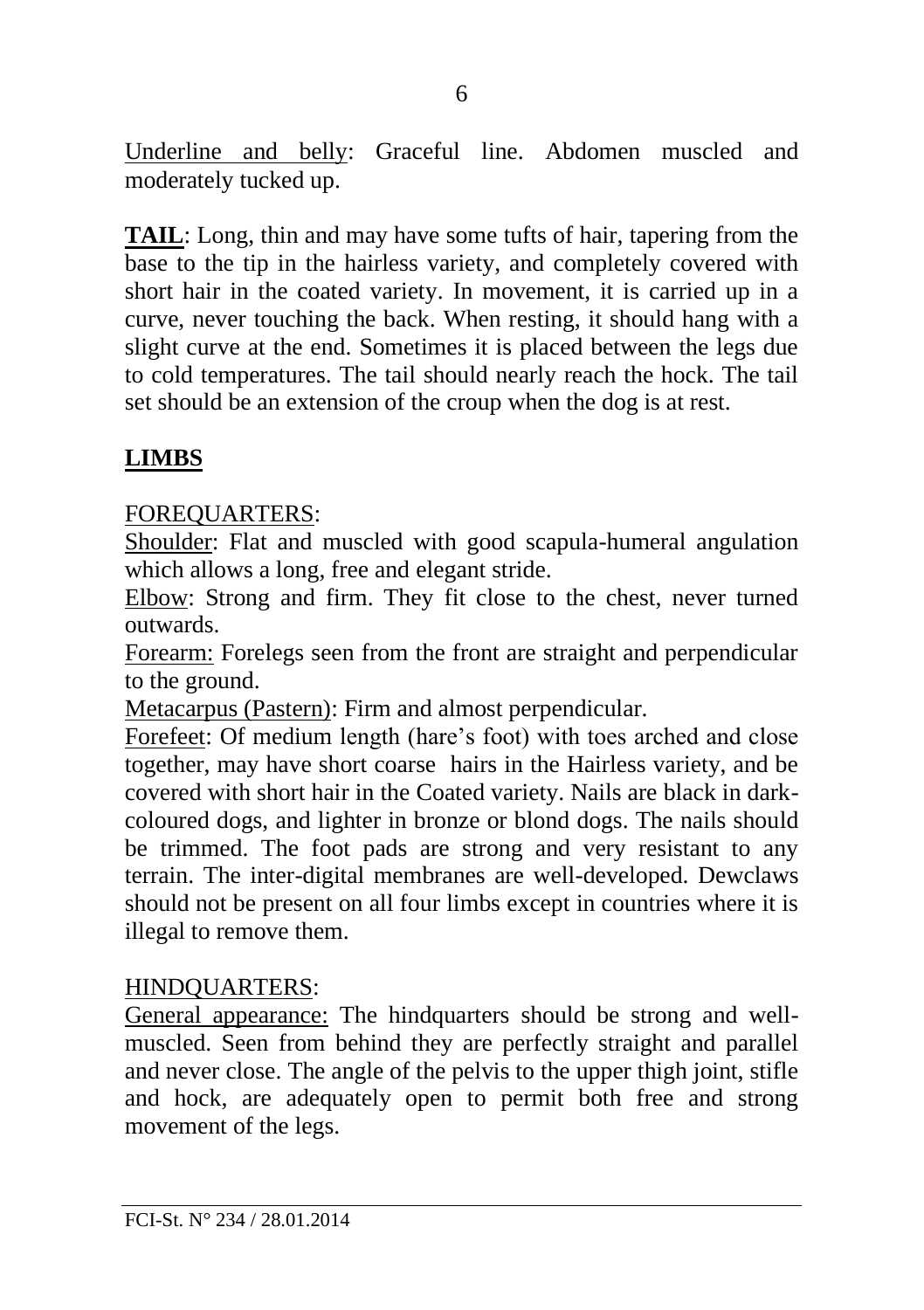Underline and belly: Graceful line. Abdomen muscled and moderately tucked up.

**TAIL**: Long, thin and may have some tufts of hair, tapering from the base to the tip in the hairless variety, and completely covered with short hair in the coated variety. In movement, it is carried up in a curve, never touching the back. When resting, it should hang with a slight curve at the end. Sometimes it is placed between the legs due to cold temperatures. The tail should nearly reach the hock. The tail set should be an extension of the croup when the dog is at rest.

## LIMBS

FOREQUARTERS:

Shoulder: Flat and muscled with good scapula-humeral angulation which allows a long, free and elegant stride.

Elbow: Strong and firm. They fit close to the chest, never turned outwards.

Forearm: Forelegs seen from the front are straight and perpendicular to the ground.

Metacarpus (Pastern): Firm and almost perpendicular.

Forefeet: Of medium length (hare's foot) with toes arched and close together, may have short coarse hairs in the Hairless variety, and be covered with short hair in the Coated variety. Nails are black in dark-coloured dogs, and lighter in bronze or blond dogs. The nails should be trimmed. The foot pads are strong and very resistant to any terrain. The inter-digital membranes are well-developed. Dewclaws should not be present on all four limbs except in countries where it is illegal to remove them.

HINDQUARTERS:

General appearance: The hindquarters should be strong and well-muscled. Seen from behind they are perfectly straight and parallel and never close. The angle of the pelvis to the upper thigh joint, stifle and hock, are adequately open to permit both free and strong movement of the legs.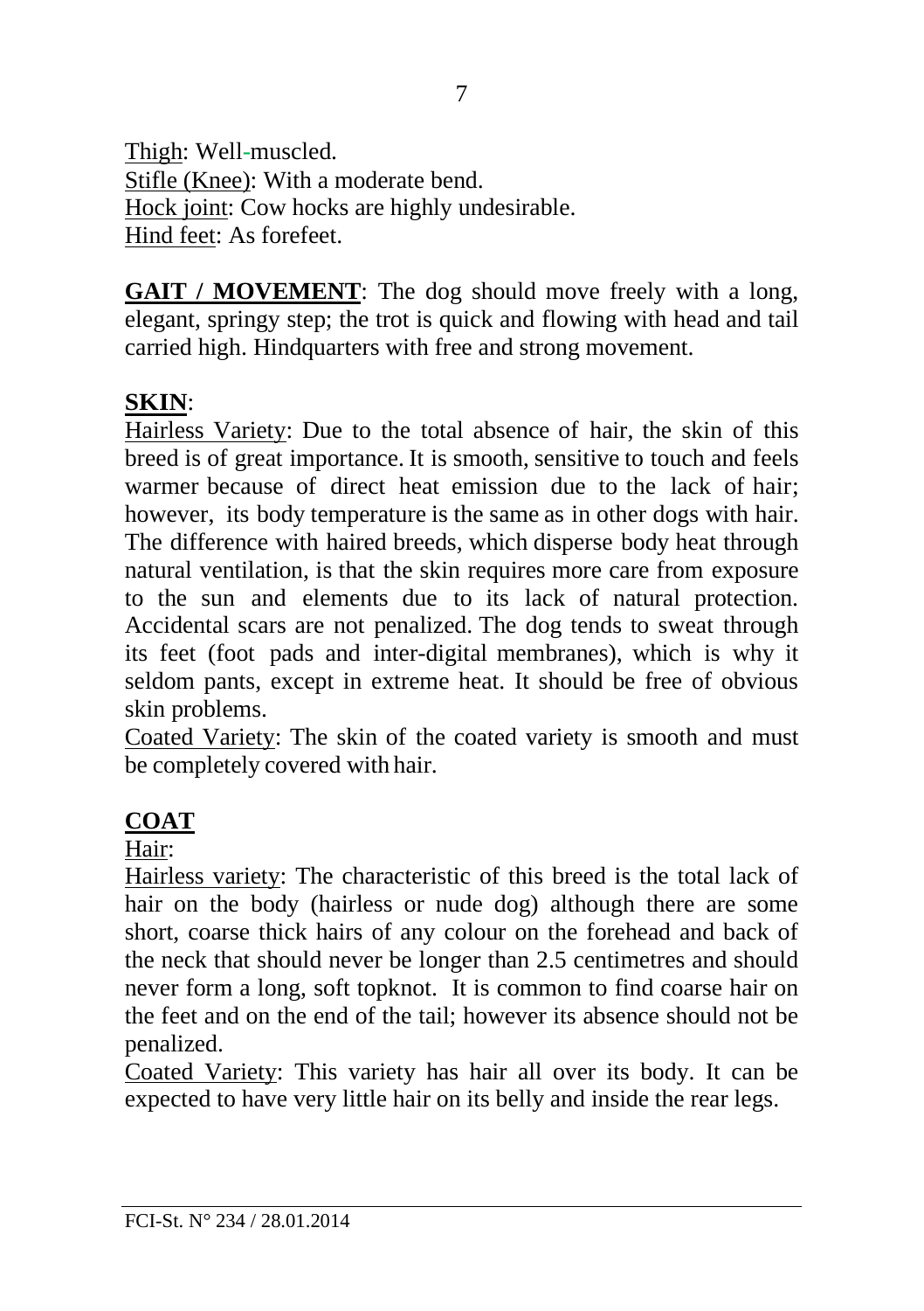Thigh: Well-muscled.
Stifle (Knee): With a moderate bend.
Hock joint: Cow hocks are highly undesirable.
Hind feet: As forefeet.

**GAIT / MOVEMENT**: The dog should move freely with a long, elegant, springy step; the trot is quick and flowing with head and tail carried high. Hindquarters with free and strong movement.

**SKIN**:
Hairless Variety: Due to the total absence of hair, the skin of this breed is of great importance. It is smooth, sensitive to touch and feels warmer because of direct heat emission due to the lack of hair; however, its body temperature is the same as in other dogs with hair. The difference with haired breeds, which disperse body heat through natural ventilation, is that the skin requires more care from exposure to the sun and elements due to its lack of natural protection. Accidental scars are not penalized. The dog tends to sweat through its feet (foot pads and inter-digital membranes), which is why it seldom pants, except in extreme heat. It should be free of obvious skin problems.
Coated Variety: The skin of the coated variety is smooth and must be completely covered with hair.

**COAT**
Hair:
Hairless variety: The characteristic of this breed is the total lack of hair on the body (hairless or nude dog) although there are some short, coarse thick hairs of any colour on the forehead and back of the neck that should never be longer than 2.5 centimetres and should never form a long, soft topknot. It is common to find coarse hair on the feet and on the end of the tail; however its absence should not be penalized.
Coated Variety: This variety has hair all over its body. It can be expected to have very little hair on its belly and inside the rear legs.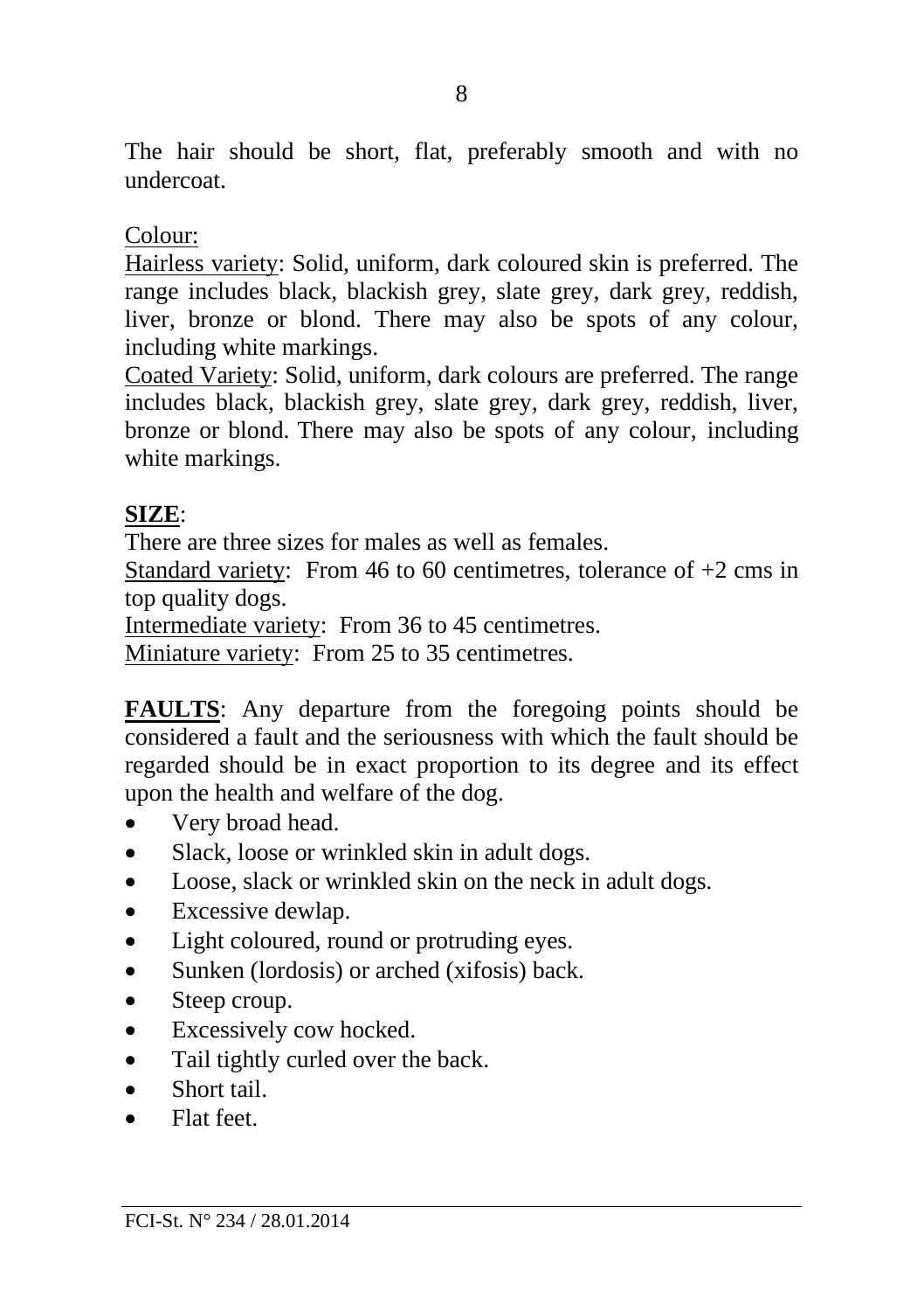The hair should be short, flat, preferably smooth and with no undercoat.

Colour:
Hairless variety: Solid, uniform, dark coloured skin is preferred. The range includes black, blackish grey, slate grey, dark grey, reddish, liver, bronze or blond. There may also be spots of any colour, including white markings.
Coated Variety: Solid, uniform, dark colours are preferred. The range includes black, blackish grey, slate grey, dark grey, reddish, liver, bronze or blond. There may also be spots of any colour, including white markings.

**SIZE**:
There are three sizes for males as well as females.
Standard variety: From 46 to 60 centimetres, tolerance of +2 cms in top quality dogs.
Intermediate variety: From 36 to 45 centimetres.
Miniature variety: From 25 to 35 centimetres.

**FAULTS**: Any departure from the foregoing points should be considered a fault and the seriousness with which the fault should be regarded should be in exact proportion to its degree and its effect upon the health and welfare of the dog.

- Very broad head.
- Slack, loose or wrinkled skin in adult dogs.
- Loose, slack or wrinkled skin on the neck in adult dogs.
- Excessive dewlap.
- Light coloured, round or protruding eyes.
- Sunken (lordosis) or arched (xifosis) back.
- Steep croup.
- Excessively cow hocked.
- Tail tightly curled over the back.
- Short tail.
- Flat feet.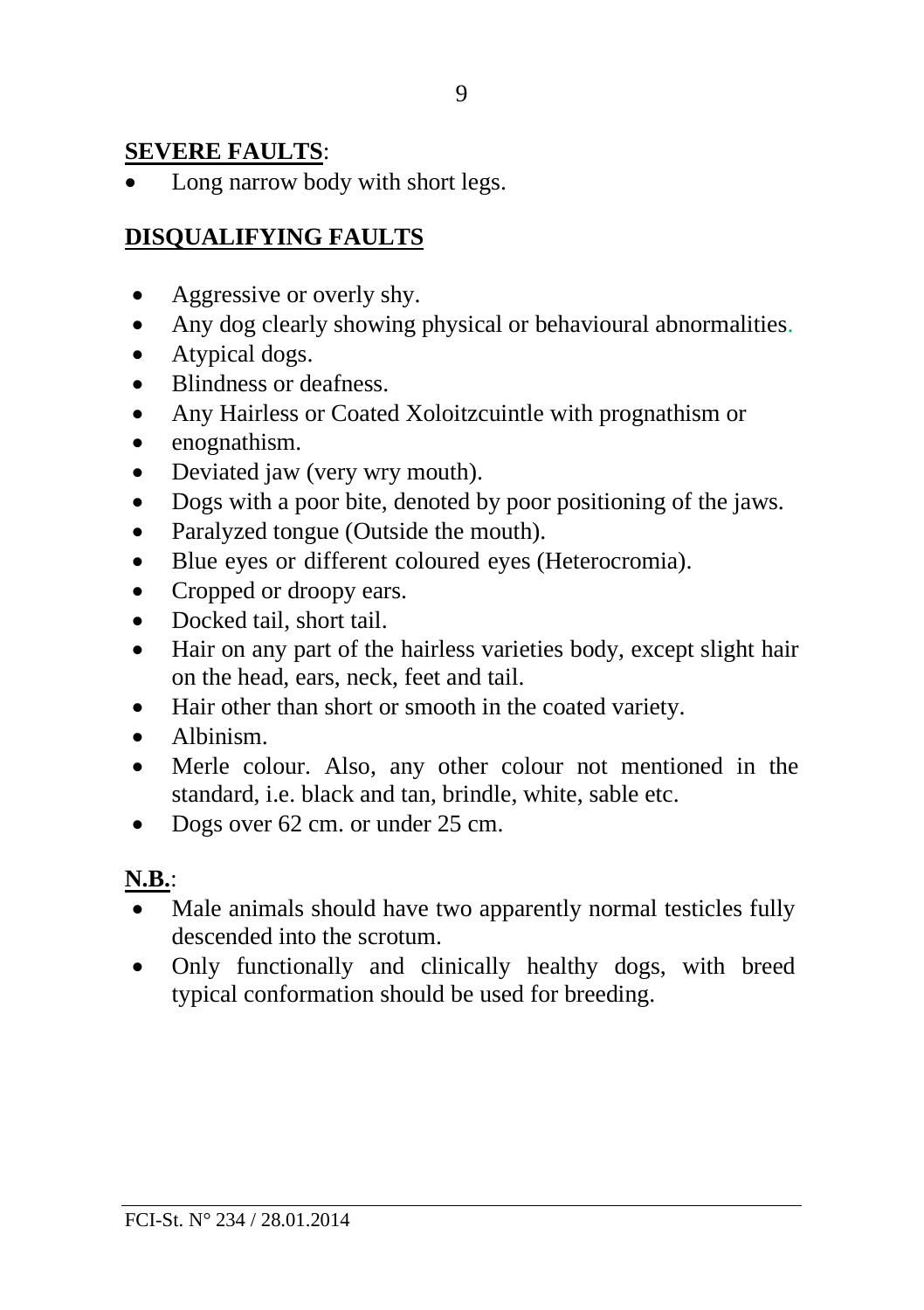**SEVERE FAULTS**:

- Long narrow body with short legs.

**DISQUALIFYING FAULTS**

- Aggressive or overly shy.
- Any dog clearly showing physical or behavioural abnormalities.
- Atypical dogs.
- Blindness or deafness.
- Any Hairless or Coated Xoloitzcuintle with prognathism or
- enognathism.
- Deviated jaw (very wry mouth).
- Dogs with a poor bite, denoted by poor positioning of the jaws.
- Paralyzed tongue (Outside the mouth).
- Blue eyes or different coloured eyes (Heterocromia).
- Cropped or droopy ears.
- Docked tail, short tail.
- Hair on any part of the hairless varieties body, except slight hair on the head, ears, neck, feet and tail.
- Hair other than short or smooth in the coated variety.
- Albinism.
- Merle colour. Also, any other colour not mentioned in the standard, i.e. black and tan, brindle, white, sable etc.
- Dogs over 62 cm. or under 25 cm.

**N.B.**:

- Male animals should have two apparently normal testicles fully descended into the scrotum.
- Only functionally and clinically healthy dogs, with breed typical conformation should be used for breeding.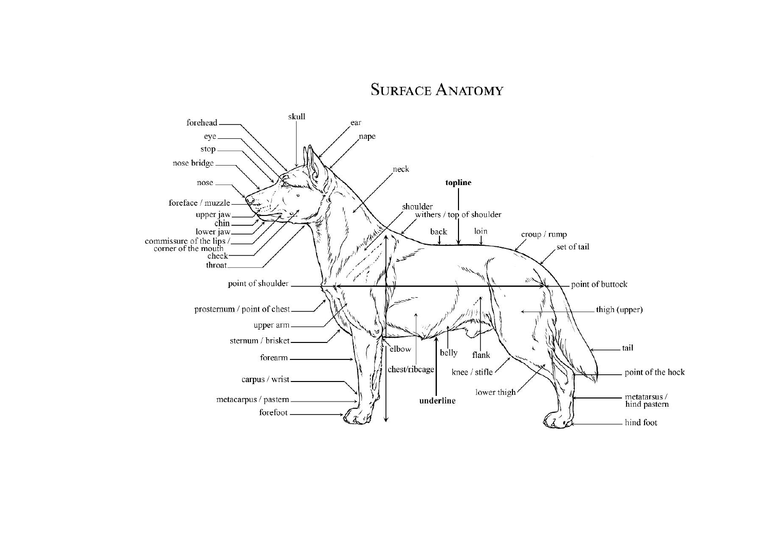# Surface Anatomy

forehead
eye
stop
nose bridge
nose
foreface / muzzle
upper jaw
chin
lower jaw
commissure of the lips / corner of the mouth
cheek
throat
skull
ear
nape
neck
**topline**
shoulder
withers / top of shoulder
back
loin
croup / rump
set of tail
point of shoulder
point of buttock
prosternum / point of chest
upper arm
sternum / brisket
forearm
carpus / wrist
metacarpus / pastern
forefoot
elbow
chest/ribcage
**underline**
belly
flank
knee / stifle
lower thigh
thigh (upper)
tail
point of the hock
metatarsus / hind pastern
hind foot